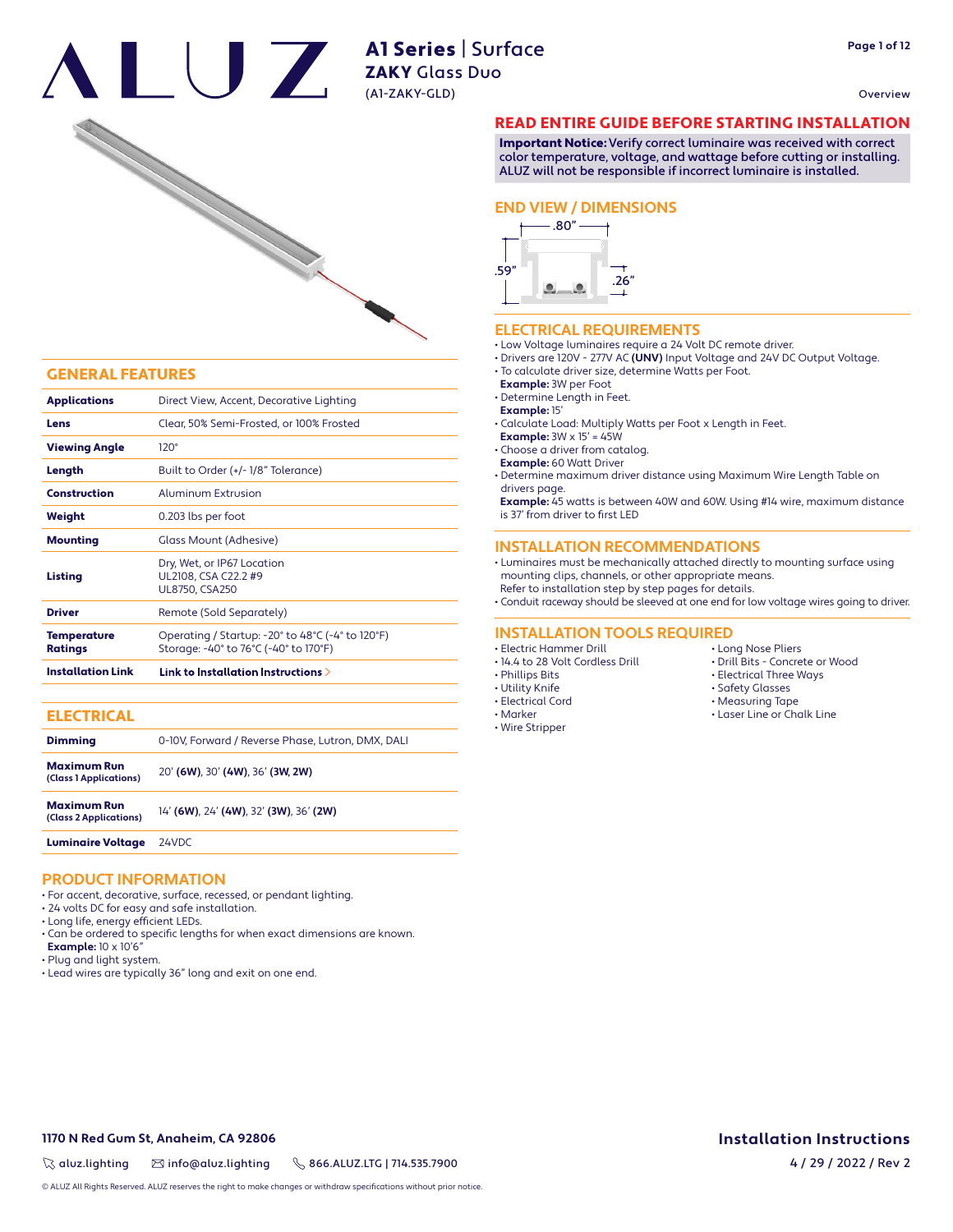# ALUZ

## A1 Series | Surface
**ZAKY** Glass Duo
(A1-ZAKY-GLD)

Overview

## GENERAL FEATURES

| | |
|---|---|
| **Applications** | Direct View, Accent, Decorative Lighting |
| **Lens** | Clear, 50% Semi-Frosted, or 100% Frosted |
| **Viewing Angle** | 120° |
| **Length** | Built to Order (+/- 1/8" Tolerance) |
| **Construction** | Aluminum Extrusion |
| **Weight** | 0.203 lbs per foot |
| **Mounting** | Glass Mount (Adhesive) |
| **Listing** | Dry, Wet, or IP67 Location<br>UL2108, CSA C22.2 #9<br>UL8750, CSA250 |
| **Driver** | Remote (Sold Separately) |
| **Temperature Ratings** | Operating / Startup: -20° to 48°C (-4° to 120°F)<br>Storage: -40° to 76°C (-40° to 170°F) |
| **Installation Link** | **Link to Installation Instructions >** |

## ELECTRICAL

| | |
|---|---|
| **Dimming** | 0-10V, Forward / Reverse Phase, Lutron, DMX, DALI |
| **Maximum Run (Class 1 Applications)** | 20' **(6W)**, 30' **(4W)**, 36' **(3W, 2W)** |
| **Maximum Run (Class 2 Applications)** | 14' **(6W)**, 24' **(4W)**, 32' **(3W)**, 36' **(2W)** |
| **Luminaire Voltage** | 24VDC |

## PRODUCT INFORMATION

- For accent, decorative, surface, recessed, or pendant lighting.
- 24 volts DC for easy and safe installation.
- Long life, energy efficient LEDs.
- Can be ordered to specific lengths for when exact dimensions are known.
  **Example:** 10 x 10'6"
- Plug and light system.
- Lead wires are typically 36" long and exit on one end.

## READ ENTIRE GUIDE BEFORE STARTING INSTALLATION

**Important Notice:** Verify correct luminaire was received with correct color temperature, voltage, and wattage before cutting or installing. ALUZ will not be responsible if incorrect luminaire is installed.

## END VIEW / DIMENSIONS

.80"
.59"
.26"

## ELECTRICAL REQUIREMENTS

- Low Voltage luminaires require a 24 Volt DC remote driver.
- Drivers are 120V - 277V AC **(UNV)** Input Voltage and 24V DC Output Voltage.
- To calculate driver size, determine Watts per Foot.
  **Example:** 3W per Foot
- Determine Length in Feet.
  **Example:** 15'
- Calculate Load: Multiply Watts per Foot x Length in Feet.
  **Example:** 3W x 15' = 45W
- Choose a driver from catalog.
  **Example:** 60 Watt Driver
- Determine maximum driver distance using Maximum Wire Length Table on drivers page.
  **Example:** 45 watts is between 40W and 60W. Using #14 wire, maximum distance is 37' from driver to first LED

## INSTALLATION RECOMMENDATIONS

- Luminaires must be mechanically attached directly to mounting surface using mounting clips, channels, or other appropriate means.
  Refer to installation step by step pages for details.
- Conduit raceway should be sleeved at one end for low voltage wires going to driver.

## INSTALLATION TOOLS REQUIRED

- Electric Hammer Drill
- 14.4 to 28 Volt Cordless Drill
- Phillips Bits
- Utility Knife
- Electrical Cord
- Marker
- Wire Stripper
- Long Nose Pliers
- Drill Bits - Concrete or Wood
- Electrical Three Ways
- Safety Glasses
- Measuring Tape
- Laser Line or Chalk Line

**1170 N Red Gum St, Anaheim, CA 92806**

aluz.lighting | info@aluz.lighting | 866.ALUZ.LTG | 714.535.7900

**Installation Instructions**

4 / 29 / 2022 / Rev 2

© ALUZ All Rights Reserved. ALUZ reserves the right to make changes or withdraw specifications without prior notice.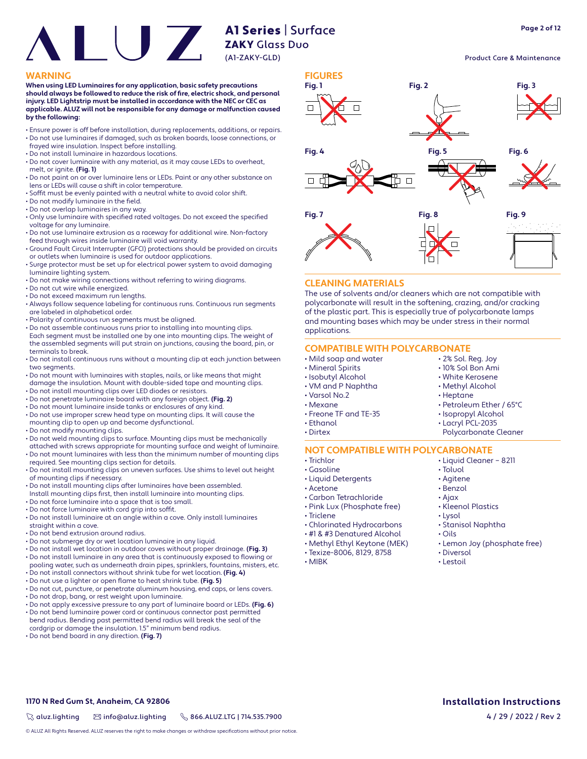# A1 Series | Surface
## ZAKY Glass Duo
(A1-ZAKY-GLD)

Product Care & Maintenance

## WARNING

**When using LED Luminaires for any application, basic safety precautions should always be followed to reduce the risk of fire, electric shock, and personal injury. LED Lightstrip must be installed in accordance with the NEC or CEC as applicable. ALUZ will not be responsible for any damage or malfunction caused by the following:**

- Ensure power is off before installation, during replacements, additions, or repairs.
- Do not use luminaires if damaged, such as broken boards, loose connections, or frayed wire insulation. Inspect before installing.
- Do not install luminaire in hazardous locations.
- Do not cover luminaire with any material, as it may cause LEDs to overheat, melt, or ignite. **(Fig. 1)**
- Do not paint on or over luminaire lens or LEDs. Paint or any other substance on lens or LEDs will cause a shift in color temperature.
- Soffit must be evenly painted with a neutral white to avoid color shift.
- Do not modify luminaire in the field.
- Do not overlap luminaires in any way.
- Only use luminaire with specified rated voltages. Do not exceed the specified voltage for any luminaire.
- Do not use luminaire extrusion as a raceway for additional wire. Non-factory feed through wires inside luminaire will void warranty.
- Ground Fault Circuit Interrupter (GFCI) protections should be provided on circuits or outlets when luminaire is used for outdoor applications.
- Surge protector must be set up for electrical power system to avoid damaging luminaire lighting system.
- Do not make wiring connections without referring to wiring diagrams.
- Do not cut wire while energized.
- Do not exceed maximum run lengths.
- Always follow sequence labeling for continuous runs. Continuous run segments are labeled in alphabetical order.
- Polarity of continuous run segments must be aligned.
- Do not assemble continuous runs prior to installing into mounting clips. Each segment must be installed one by one into mounting clips. The weight of the assembled segments will put strain on junctions, causing the board, pin, or terminals to break.
- Do not install continuous runs without a mounting clip at each junction between two segments.
- Do not mount with luminaires with staples, nails, or like means that might damage the insulation. Mount with double-sided tape and mounting clips.
- Do not install mounting clips over LED diodes or resistors.
- Do not penetrate luminaire board with any foreign object. **(Fig. 2)**
- Do not mount luminaire inside tanks or enclosures of any kind.
- Do not use improper screw head type on mounting clips. It will cause the mounting clip to open up and become dysfunctional.
- Do not modify mounting clips.
- Do not weld mounting clips to surface. Mounting clips must be mechanically attached with screws appropriate for mounting surface and weight of luminaire.
- Do not mount luminaires with less than the minimum number of mounting clips required. See mounting clips section for details.
- Do not install mounting clips on uneven surfaces. Use shims to level out height of mounting clips if necessary.
- Do not install mounting clips after luminaires have been assembled. Install mounting clips first, then install luminaire into mounting clips.
- Do not force luminaire into a space that is too small.
- Do not force luminaire with cord grip into soffit.
- Do not install luminaire at an angle within a cove. Only install luminaires straight within a cove.
- Do not bend extrusion around radius.
- Do not submerge dry or wet location luminaire in any liquid.
- Do not install wet location in outdoor coves without proper drainage. **(Fig. 3)**
- Do not install luminaire in any area that is continuously exposed to flowing or pooling water, such as underneath drain pipes, sprinklers, fountains, misters, etc.
- Do not install connectors without shrink tube for wet location. **(Fig. 4)**
- Do nut use a lighter or open flame to heat shrink tube. **(Fig. 5)**
- Do not cut, puncture, or penetrate aluminum housing, end caps, or lens covers.
- Do not drop, bang, or rest weight upon luminaire.
- Do not apply excessive pressure to any part of luminaire board or LEDs. **(Fig. 6)**
- Do not bend luminaire power cord or continuous connector past permitted bend radius. Bending past permitted bend radius will break the seal of the cordgrip or damage the insulation. 1.5" minimum bend radius.
- Do not bend board in any direction. **(Fig. 7)**

## FIGURES

Fig. 1 Fig. 2 Fig. 3 Fig. 4 Fig. 5 Fig. 6 Fig. 7 Fig. 8 Fig. 9

## CLEANING MATERIALS

The use of solvents and/or cleaners which are not compatible with polycarbonate will result in the softening, crazing, and/or cracking of the plastic part. This is especially true of polycarbonate lamps and mounting bases which may be under stress in their normal applications.

## COMPATIBLE WITH POLYCARBONATE

- Mild soap and water
- Mineral Spirits
- Isobutyl Alcohol
- VM and P Naphtha
- Varsol No.2
- Mexane
- Freone TF and TE-35
- Ethanol
- Dirtex
- 2% Sol. Reg. Joy
- 10% Sol Bon Ami
- White Kerosene
- Methyl Alcohol
- Heptane
- Petroleum Ether / 65°C
- Isopropyl Alcohol
- Lacryl PCL-2035 Polycarbonate Cleaner

## NOT COMPATIBLE WITH POLYCARBONATE

- Trichlor
- Gasoline
- Liquid Detergents
- Acetone
- Carbon Tetrachloride
- Pink Lux (Phosphate free)
- Triclene
- Chlorinated Hydrocarbons
- #1 & #3 Denatured Alcohol
- Methyl Ethyl Keytone (MEK)
- Texize-8006, 8129, 8758
- MIBK
- Liquid Cleaner – 8211
- Toluol
- Agitene
- Benzol
- Ajax
- Kleenol Plastics
- Lysol
- Stanisol Naphtha
- Oils
- Lemon Joy (phosphate free)
- Diversol
- Lestoil

**1170 N Red Gum St, Anaheim, CA 92806**

aluz.lighting | info@aluz.lighting | 866.ALUZ.LTG | 714.535.7900

**Installation Instructions**

4 / 29 / 2022 / Rev 2

© ALUZ All Rights Reserved. ALUZ reserves the right to make changes or withdraw specifications without prior notice.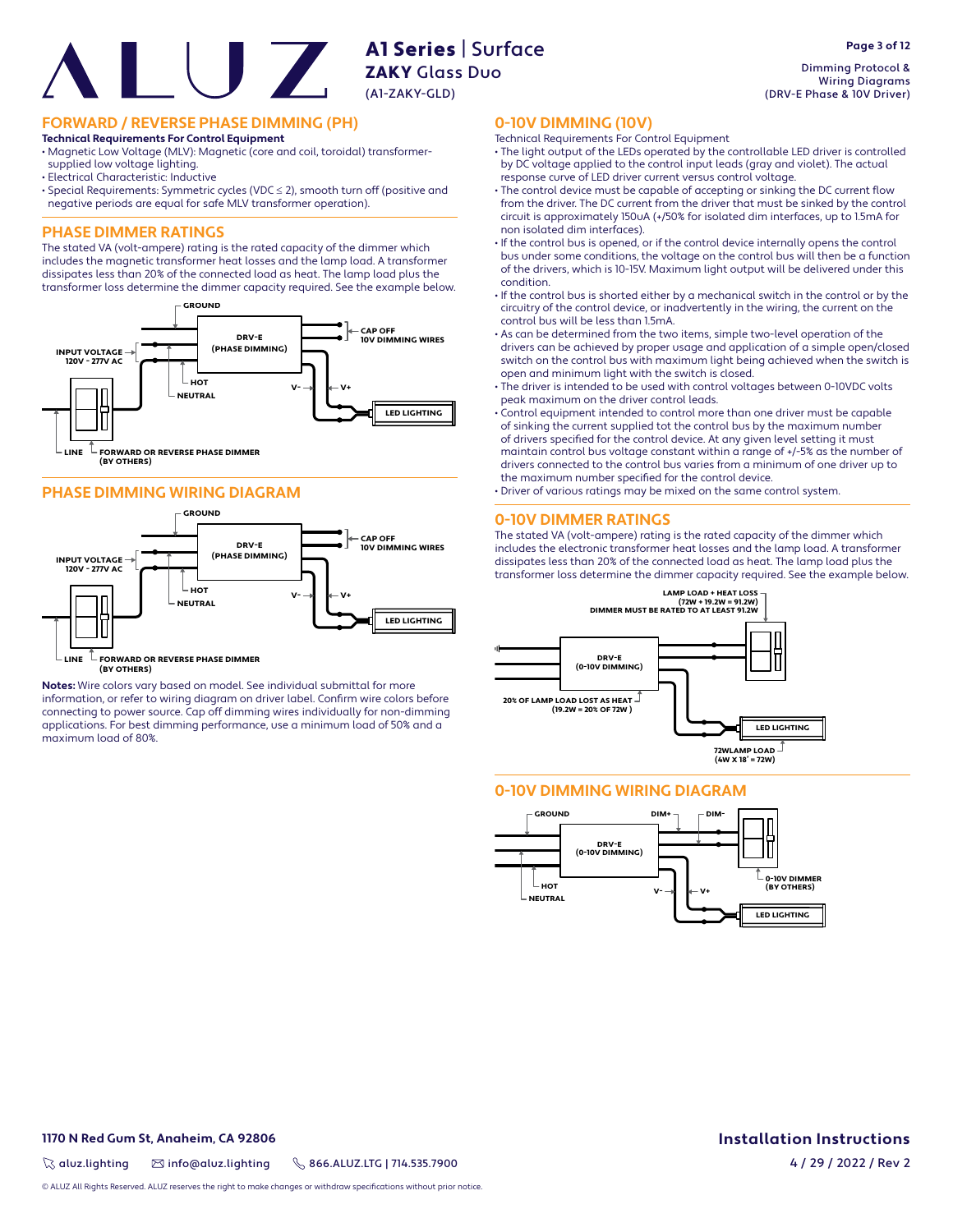# A1 Series | Surface
## ZAKY Glass Duo
(A1-ZAKY-GLD)

Dimming Protocol & Wiring Diagrams (DRV-E Phase & 10V Driver)

## FORWARD / REVERSE PHASE DIMMING (PH)

**Technical Requirements For Control Equipment**

- Magnetic Low Voltage (MLV): Magnetic (core and coil, toroidal) transformer-supplied low voltage lighting.
- Electrical Characteristic: Inductive
- Special Requirements: Symmetric cycles (VDC ≤ 2), smooth turn off (positive and negative periods are equal for safe MLV transformer operation).

## PHASE DIMMER RATINGS

The stated VA (volt-ampere) rating is the rated capacity of the dimmer which includes the magnetic transformer heat losses and the lamp load. A transformer dissipates less than 20% of the connected load as heat. The lamp load plus the transformer loss determine the dimmer capacity required. See the example below.

GROUND · DRV-E (PHASE DIMMING) · CAP OFF 10V DIMMING WIRES · INPUT VOLTAGE 120V - 277V AC · HOT · NEUTRAL · V- · V+ · LED LIGHTING · LINE · FORWARD OR REVERSE PHASE DIMMER (BY OTHERS)

## PHASE DIMMING WIRING DIAGRAM

GROUND · DRV-E (PHASE DIMMING) · CAP OFF 10V DIMMING WIRES · INPUT VOLTAGE 120V - 277V AC · HOT · NEUTRAL · V- · V+ · LED LIGHTING · LINE · FORWARD OR REVERSE PHASE DIMMER (BY OTHERS)

**Notes:** Wire colors vary based on model. See individual submittal for more information, or refer to wiring diagram on driver label. Confirm wire colors before connecting to power source. Cap off dimming wires individually for non-dimming applications. For best dimming performance, use a minimum load of 50% and a maximum load of 80%.

## 0-10V DIMMING (10V)

Technical Requirements For Control Equipment

- The light output of the LEDs operated by the controllable LED driver is controlled by DC voltage applied to the control input leads (gray and violet). The actual response curve of LED driver current versus control voltage.
- The control device must be capable of accepting or sinking the DC current flow from the driver. The DC current from the driver that must be sinked by the control circuit is approximately 150uA (+/50% for isolated dim interfaces, up to 1.5mA for non isolated dim interfaces).
- If the control bus is opened, or if the control device internally opens the control bus under some conditions, the voltage on the control bus will then be a function of the drivers, which is 10-15V. Maximum light output will be delivered under this condition.
- If the control bus is shorted either by a mechanical switch in the control or by the circuitry of the control device, or inadvertently in the wiring, the current on the control bus will be less than 1.5mA.
- As can be determined from the two items, simple two-level operation of the drivers can be achieved by proper usage and application of a simple open/closed switch on the control bus with maximum light being achieved when the switch is open and minimum light with the switch is closed.
- The driver is intended to be used with control voltages between 0-10VDC volts peak maximum on the driver control leads.
- Control equipment intended to control more than one driver must be capable of sinking the current supplied tot the control bus by the maximum number of drivers specified for the control device. At any given level setting it must maintain control bus voltage constant within a range of +/-5% as the number of drivers connected to the control bus varies from a minimum of one driver up to the maximum number specified for the control device.
- Driver of various ratings may be mixed on the same control system.

## 0-10V DIMMER RATINGS

The stated VA (volt-ampere) rating is the rated capacity of the dimmer which includes the electronic transformer heat losses and the lamp load. A transformer dissipates less than 20% of the connected load as heat. The lamp load plus the transformer loss determine the dimmer capacity required. See the example below.

LAMP LOAD + HEAT LOSS (72W + 19.2W = 91.2W) DIMMER MUST BE RATED TO AT LEAST 91.2W · DRV-E (0-10V DIMMING) · 20% OF LAMP LOAD LOST AS HEAT (19.2W = 20% OF 72W) · LED LIGHTING · 72WLAMP LOAD (4W X 18' = 72W)

## 0-10V DIMMING WIRING DIAGRAM

GROUND · DIM+ · DIM- · DRV-E (0-10V DIMMING) · HOT · NEUTRAL · V- · V+ · 0-10V DIMMER (BY OTHERS) · LED LIGHTING

1170 N Red Gum St, Anaheim, CA 92806

aluz.lighting · info@aluz.lighting · 866.ALUZ.LTG | 714.535.7900

Installation Instructions

4 / 29 / 2022 / Rev 2

© ALUZ All Rights Reserved. ALUZ reserves the right to make changes or withdraw specifications without prior notice.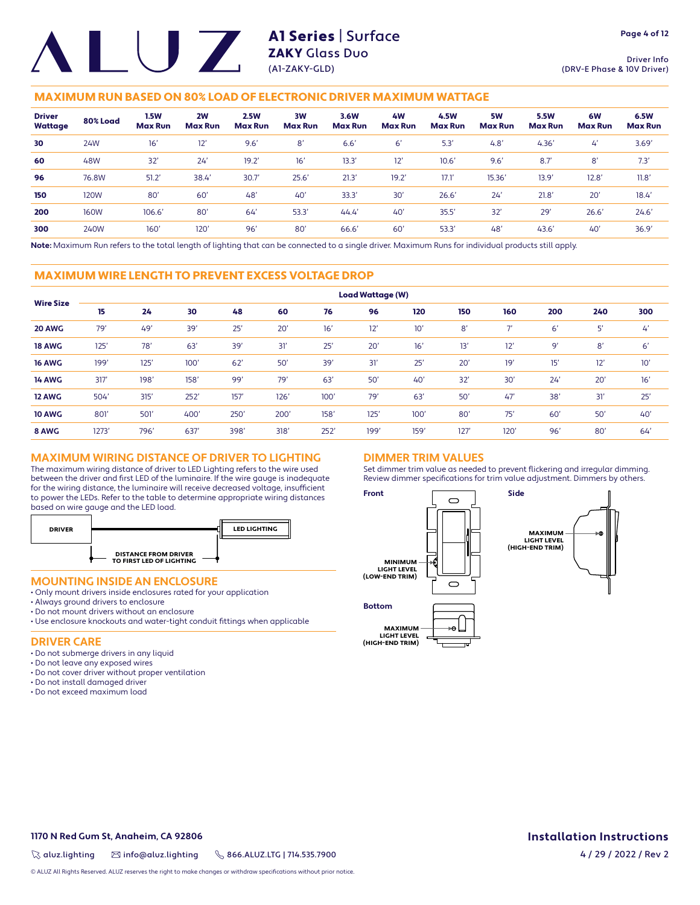## MAXIMUM RUN BASED ON 80% LOAD OF ELECTRONIC DRIVER MAXIMUM WATTAGE

| Driver Wattage | 80% Load | 1.5W Max Run | 2W Max Run | 2.5W Max Run | 3W Max Run | 3.6W Max Run | 4W Max Run | 4.5W Max Run | 5W Max Run | 5.5W Max Run | 6W Max Run | 6.5W Max Run |
|---|---|---|---|---|---|---|---|---|---|---|---|---|
| **30** | 24W | 16' | 12' | 9.6' | 8' | 6.6' | 6' | 5.3' | 4.8' | 4.36' | 4' | 3.69' |
| **60** | 48W | 32' | 24' | 19.2' | 16' | 13.3' | 12' | 10.6' | 9.6' | 8.7' | 8' | 7.3' |
| **96** | 76.8W | 51.2' | 38.4' | 30.7' | 25.6' | 21.3' | 19.2' | 17.1' | 15.36' | 13.9' | 12.8' | 11.8' |
| **150** | 120W | 80' | 60' | 48' | 40' | 33.3' | 30' | 26.6' | 24' | 21.8' | 20' | 18.4' |
| **200** | 160W | 106.6' | 80' | 64' | 53.3' | 44.4' | 40' | 35.5' | 32' | 29' | 26.6' | 24.6' |
| **300** | 240W | 160' | 120' | 96' | 80' | 66.6' | 60' | 53.3' | 48' | 43.6' | 40' | 36.9' |

**Note:** Maximum Run refers to the total length of lighting that can be connected to a single driver. Maximum Runs for individual products still apply.

## MAXIMUM WIRE LENGTH TO PREVENT EXCESS VOLTAGE DROP

| Wire Size | Load Wattage (W) | | | | | | | | | | | | |
|---|---|---|---|---|---|---|---|---|---|---|---|---|---|
| | **15** | **24** | **30** | **48** | **60** | **76** | **96** | **120** | **150** | **160** | **200** | **240** | **300** |
| **20 AWG** | 79' | 49' | 39' | 25' | 20' | 16' | 12' | 10' | 8' | 7' | 6' | 5' | 4' |
| **18 AWG** | 125' | 78' | 63' | 39' | 31' | 25' | 20' | 16' | 13' | 12' | 9' | 8' | 6' |
| **16 AWG** | 199' | 125' | 100' | 62' | 50' | 39' | 31' | 25' | 20' | 19' | 15' | 12' | 10' |
| **14 AWG** | 317' | 198' | 158' | 99' | 79' | 63' | 50' | 40' | 32' | 30' | 24' | 20' | 16' |
| **12 AWG** | 504' | 315' | 252' | 157' | 126' | 100' | 79' | 63' | 50' | 47' | 38' | 31' | 25' |
| **10 AWG** | 801' | 501' | 400' | 250' | 200' | 158' | 125' | 100' | 80' | 75' | 60' | 50' | 40' |
| **8 AWG** | 1273' | 796' | 637' | 398' | 318' | 252' | 199' | 159' | 127' | 120' | 96' | 80' | 64' |

## MAXIMUM WIRING DISTANCE OF DRIVER TO LIGHTING

The maximum wiring distance of driver to LED Lighting refers to the wire used between the driver and first LED of the luminaire. If the wire gauge is inadequate for the wiring distance, the luminaire will receive decreased voltage, insufficient to power the LEDs. Refer to the table to determine appropriate wiring distances based on wire gauge and the LED load.

DRIVER — LED LIGHTING

DISTANCE FROM DRIVER TO FIRST LED OF LIGHTING

## MOUNTING INSIDE AN ENCLOSURE

- Only mount drivers inside enclosures rated for your application
- Always ground drivers to enclosure
- Do not mount drivers without an enclosure
- Use enclosure knockouts and water-tight conduit fittings when applicable

## DRIVER CARE

- Do not submerge drivers in any liquid
- Do not leave any exposed wires
- Do not cover driver without proper ventilation
- Do not install damaged driver
- Do not exceed maximum load

## DIMMER TRIM VALUES

Set dimmer trim value as needed to prevent flickering and irregular dimming. Review dimmer specifications for trim value adjustment. Dimmers by others.

**Front**

MINIMUM LIGHT LEVEL (LOW-END TRIM)

**Side**

MAXIMUM LIGHT LEVEL (HIGH-END TRIM)

**Bottom**

MAXIMUM LIGHT LEVEL (HIGH-END TRIM)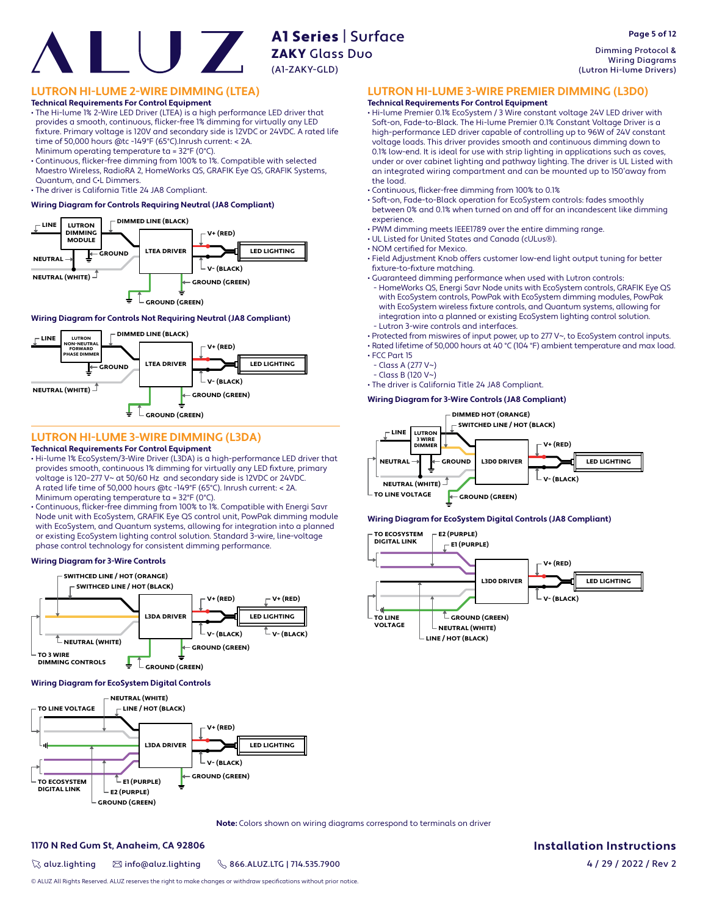## LUTRON HI-LUME 2-WIRE DIMMING (LTEA)

**Technical Requirements For Control Equipment**

- The Hi-lume 1% 2-Wire LED Driver (LTEA) is a high performance LED driver that provides a smooth, continuous, flicker-free 1% dimming for virtually any LED fixture. Primary voltage is 120V and secondary side is 12VDC or 24VDC. A rated life time of 50,000 hours @tc -149°F (65°C).Inrush current: < 2A. Minimum operating temperature ta = 32°F (0°C).
- Continuous, flicker-free dimming from 100% to 1%. Compatible with selected Maestro Wireless, RadioRA 2, HomeWorks QS, GRAFIK Eye QS, GRAFIK Systems, Quantum, and C•L Dimmers.
- The driver is California Title 24 JA8 Compliant.

**Wiring Diagram for Controls Requiring Neutral (JA8 Compliant)**

LINE, LUTRON DIMMING MODULE, DIMMED LINE (BLACK), GROUND, NEUTRAL, NEUTRAL (WHITE), LTEA DRIVER, V+ (RED), V- (BLACK), LED LIGHTING, GROUND (GREEN), GROUND (GREEN)

**Wiring Diagram for Controls Not Requiring Neutral (JA8 Compliant)**

LINE, LUTRON NON-NEUTRAL FORWARD PHASE DIMMER, DIMMED LINE (BLACK), GROUND, NEUTRAL (WHITE), LTEA DRIVER, V+ (RED), V- (BLACK), LED LIGHTING, GROUND (GREEN), GROUND (GREEN)

## LUTRON HI-LUME 3-WIRE DIMMING (L3DA)

**Technical Requirements For Control Equipment**

- Hi-lume 1% EcoSystem/3-Wire Driver (L3DA) is a high-performance LED driver that provides smooth, continuous 1% dimming for virtually any LED fixture, primary voltage is 120–277 V~ at 50/60 Hz and secondary side is 12VDC or 24VDC. A rated life time of 50,000 hours @tc -149°F (65°C). Inrush current: < 2A. Minimum operating temperature ta = 32°F (0°C).
- Continuous, flicker-free dimming from 100% to 1%. Compatible with Energi Savr Node unit with EcoSystem, GRAFIK Eye QS control unit, PowPak dimming module with EcoSystem, and Quantum systems, allowing for integration into a planned or existing EcoSystem lighting control solution. Standard 3-wire, line-voltage phase control technology for consistent dimming performance.

**Wiring Diagram for 3-Wire Controls**

SWITHCED LINE / HOT (ORANGE), SWITHCED LINE / HOT (BLACK), NEUTRAL (WHITE), TO 3 WIRE DIMMING CONTROLS, L3DA DRIVER, V+ (RED), V- (BLACK), LED LIGHTING, V+ (RED), V- (BLACK), GROUND (GREEN), GROUND (GREEN)

**Wiring Diagram for EcoSystem Digital Controls**

TO LINE VOLTAGE, NEUTRAL (WHITE), LINE / HOT (BLACK), L3DA DRIVER, V+ (RED), V- (BLACK), LED LIGHTING, GROUND (GREEN), TO ECOSYSTEM DIGITAL LINK, E1 (PURPLE), E2 (PURPLE), GROUND (GREEN)

## LUTRON HI-LUME 3-WIRE PREMIER DIMMING (L3D0)

**Technical Requirements For Control Equipment**

- Hi-lume Premier 0.1% EcoSystem / 3 Wire constant voltage 24V LED driver with Soft-on, Fade-to-Black. The Hi-lume Premier 0.1% Constant Voltage Driver is a high-performance LED driver capable of controlling up to 96W of 24V constant voltage loads. This driver provides smooth and continuous dimming down to 0.1% low-end. It is ideal for use with strip lighting in applications such as coves, under or over cabinet lighting and pathway lighting. The driver is UL Listed with an integrated wiring compartment and can be mounted up to 150'away from the load.
- Continuous, flicker-free dimming from 100% to 0.1%
- Soft-on, Fade-to-Black operation for EcoSystem controls: fades smoothly between 0% and 0.1% when turned on and off for an incandescent like dimming experience.
- PWM dimming meets IEEE1789 over the entire dimming range.
- UL Listed for United States and Canada (cULus®).
- NOM certified for Mexico.
- Field Adjustment Knob offers customer low-end light output tuning for better fixture-to-fixture matching.
- Guaranteed dimming performance when used with Lutron controls:
  - HomeWorks QS, Energi Savr Node units with EcoSystem controls, GRAFIK Eye QS with EcoSystem controls, PowPak with EcoSystem dimming modules, PowPak with EcoSystem wireless fixture controls, and Quantum systems, allowing for integration into a planned or existing EcoSystem lighting control solution.
  - Lutron 3-wire controls and interfaces.
- Protected from miswires of input power, up to 277 V~, to EcoSystem control inputs.
- Rated lifetime of 50,000 hours at 40 °C (104 °F) ambient temperature and max load.
- FCC Part 15
  - Class A (277 V~)
  - Class B (120 V~)
- The driver is California Title 24 JA8 Compliant.

**Wiring Diagram for 3-Wire Controls (JA8 Compliant)**

LINE, LUTRON 3 WIRE DIMMER, DIMMED HOT (ORANGE), SWITCHED LINE / HOT (BLACK), NEUTRAL, GROUND, NEUTRAL (WHITE), TO LINE VOLTAGE, L3D0 DRIVER, V+ (RED), V- (BLACK), LED LIGHTING, GROUND (GREEN)

**Wiring Diagram for EcoSystem Digital Controls (JA8 Compliant)**

TO ECOSYSTEM DIGITAL LINK, E2 (PURPLE), E1 (PURPLE), L3D0 DRIVER, V+ (RED), V- (BLACK), LED LIGHTING, TO LINE VOLTAGE, GROUND (GREEN), NEUTRAL (WHITE), LINE / HOT (BLACK)

**Note:** Colors shown on wiring diagrams correspond to terminals on driver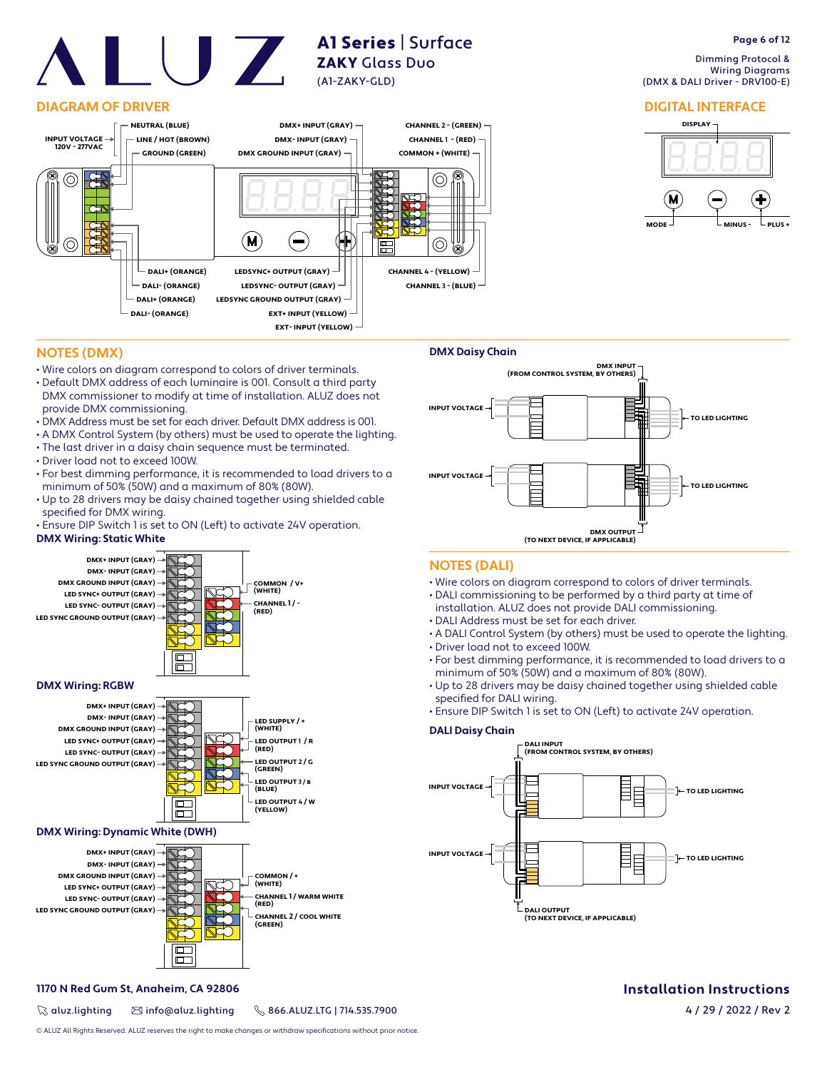# A1 Series | Surface

## ZAKY Glass Duo

(A1-ZAKY-GLD)

Dimming Protocol & Wiring Diagrams
(DMX & DALI Driver - DRV100-E)

## DIAGRAM OF DRIVER

INPUT VOLTAGE 120V - 277VAC
- NEUTRAL (BLUE)
- LINE / HOT (BROWN)
- GROUND (GREEN)

- DMX+ INPUT (GRAY)
- DMX- INPUT (GRAY)
- DMX GROUND INPUT (GRAY)

- CHANNEL 2 - (GREEN)
- CHANNEL 1 - (RED)
- COMMON + (WHITE)

- DALI+ (ORANGE)
- DALI- (ORANGE)
- DALI+ (ORANGE)
- DALI- (ORANGE)

- LEDSYNC+ OUTPUT (GRAY)
- LEDSYNC- OUTPUT (GRAY)
- LEDSYNC GROUND OUTPUT (GRAY)
- EXT+ INPUT (YELLOW)
- EXT- INPUT (YELLOW)

- CHANNEL 4 - (YELLOW)
- CHANNEL 3 - (BLUE)

## DIGITAL INTERFACE

DISPLAY

MODE, MINUS -, PLUS +

## NOTES (DMX)

- Wire colors on diagram correspond to colors of driver terminals.
- Default DMX address of each luminaire is 001. Consult a third party DMX commissioner to modify at time of installation. ALUZ does not provide DMX commissioning.
- DMX Address must be set for each driver. Default DMX address is 001.
- A DMX Control System (by others) must be used to operate the lighting.
- The last driver in a daisy chain sequence must be terminated.
- Driver load not to exceed 100W.
- For best dimming performance, it is recommended to load drivers to a minimum of 50% (50W) and a maximum of 80% (80W).
- Up to 28 drivers may be daisy chained together using shielded cable specified for DMX wiring.
- Ensure DIP Switch 1 is set to ON (Left) to activate 24V operation.

### DMX Wiring: Static White

- DMX+ INPUT (GRAY)
- DMX- INPUT (GRAY)
- DMX GROUND INPUT (GRAY)
- LED SYNC+ OUTPUT (GRAY)
- LED SYNC- OUTPUT (GRAY)
- LED SYNC GROUND OUTPUT (GRAY)
- COMMON / V+ (WHITE)
- CHANNEL 1 / - (RED)

### DMX Wiring: RGBW

- DMX+ INPUT (GRAY)
- DMX- INPUT (GRAY)
- DMX GROUND INPUT (GRAY)
- LED SYNC+ OUTPUT (GRAY)
- LED SYNC- OUTPUT (GRAY)
- LED SYNC GROUND OUTPUT (GRAY)
- LED SUPPLY / + (WHITE)
- LED OUTPUT 1 / R (RED)
- LED OUTPUT 2 / G (GREEN)
- LED OUTPUT 3 / B (BLUE)
- LED OUTPUT 4 / W (YELLOW)

### DMX Wiring: Dynamic White (DWH)

- DMX+ INPUT (GRAY)
- DMX- INPUT (GRAY)
- DMX GROUND INPUT (GRAY)
- LED SYNC+ OUTPUT (GRAY)
- LED SYNC- OUTPUT (GRAY)
- LED SYNC GROUND OUTPUT (GRAY)
- COMMON / + (WHITE)
- CHANNEL 1 / WARM WHITE (RED)
- CHANNEL 2 / COOL WHITE (GREEN)

### DMX Daisy Chain

- DMX INPUT (FROM CONTROL SYSTEM, BY OTHERS)
- INPUT VOLTAGE
- TO LED LIGHTING
- INPUT VOLTAGE
- TO LED LIGHTING
- DMX OUTPUT (TO NEXT DEVICE, IF APPLICABLE)

## NOTES (DALI)

- Wire colors on diagram correspond to colors of driver terminals.
- DALI commissioning to be performed by a third party at time of installation. ALUZ does not provide DALI commissioning.
- DALI Address must be set for each driver.
- A DALI Control System (by others) must be used to operate the lighting.
- Driver load not to exceed 100W.
- For best dimming performance, it is recommended to load drivers to a minimum of 50% (50W) and a maximum of 80% (80W).
- Up to 28 drivers may be daisy chained together using shielded cable specified for DALI wiring.
- Ensure DIP Switch 1 is set to ON (Left) to activate 24V operation.

### DALI Daisy Chain

- DALI INPUT (FROM CONTROL SYSTEM, BY OTHERS)
- INPUT VOLTAGE
- TO LED LIGHTING
- INPUT VOLTAGE
- TO LED LIGHTING
- DALI OUTPUT (TO NEXT DEVICE, IF APPLICABLE)

1170 N Red Gum St, Anaheim, CA 92806

aluz.lighting | info@aluz.lighting | 866.ALUZ.LTG | 714.535.7900

Installation Instructions
4 / 29 / 2022 / Rev 2

© ALUZ All Rights Reserved. ALUZ reserves the right to make changes or withdraw specifications without prior notice.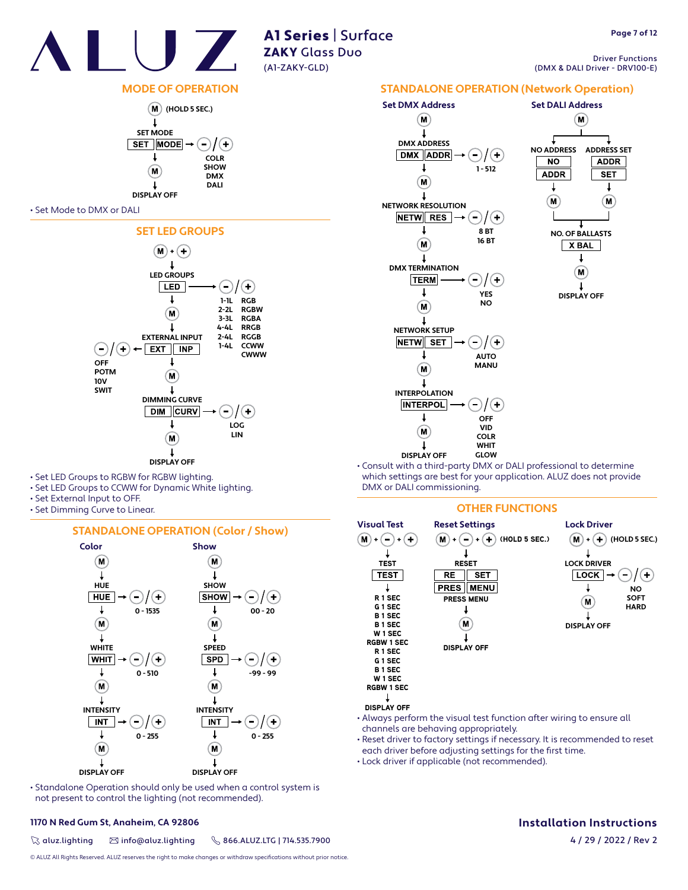# A1 Series | Surface

**ZAKY Glass Duo**

(A1-ZAKY-GLD)

Driver Functions
(DMX & DALI Driver - DRV100-E)

## MODE OF OPERATION

M (HOLD 5 SEC.)
↓
SET MODE
SET | MODE → –/+ : COLR, SHOW, DMX, DALI
↓
M
↓
DISPLAY OFF

- Set Mode to DMX or DALI

## SET LED GROUPS

M + +
↓
LED GROUPS
LED → –/+ : 1-1L RGB, 2-2L RGBW, 3-3L RGBA, 4-4L RRGB, 2-4L RGGB, 1-4L CCWW, CWWW
↓
M
↓
EXTERNAL INPUT
–/+ ← EXT | INP : OFF, POTM, 10V, SWIT
↓
M
↓
DIMMING CURVE
DIM | CURV → –/+ : LOG, LIN
↓
M
↓
DISPLAY OFF

- Set LED Groups to RGBW for RGBW lighting.
- Set LED Groups to CCWW for Dynamic White lighting.
- Set External Input to OFF.
- Set Dimming Curve to Linear.

## STANDALONE OPERATION (Color / Show)

### Color

M
↓
HUE
HUE → –/+ : 0 - 1535
↓
M
↓
WHITE
WHIT → –/+ : 0 - 510
↓
M
↓
INTENSITY
INT → –/+ : 0 - 255
↓
M
↓
DISPLAY OFF

### Show

M
↓
SHOW
SHOW → –/+ : 00 - 20
↓
M
↓
SPEED
SPD → –/+ : -99 - 99
↓
M
↓
INTENSITY
INT → –/+ : 0 - 255
↓
M
↓
DISPLAY OFF

- Standalone Operation should only be used when a control system is not present to control the lighting (not recommended).

## STANDALONE OPERATION (Network Operation)

### Set DMX Address

M
↓
DMX ADDRESS
DMX | ADDR → –/+ : 1 - 512
↓
M
↓
NETWORK RESOLUTION
NETW | RES → –/+ : 8 BT, 16 BT
↓
M
↓
DMX TERMINATION
TERM → –/+ : YES, NO
↓
M
↓
NETWORK SETUP
NETW | SET → –/+ : AUTO, MANU
↓
M
↓
INTERPOLATION
INTERPOL → –/+ : OFF, VID, COLR, WHIT, GLOW
↓
M
↓
DISPLAY OFF

### Set DALI Address

M
↓
NO ADDRESS: NO | ADDR → M
ADDRESS SET: ADDR | SET → M
↓
NO. OF BALLASTS
X BAL
↓
M
↓
DISPLAY OFF

- Consult with a third-party DMX or DALI professional to determine which settings are best for your application. ALUZ does not provide DMX or DALI commissioning.

## OTHER FUNCTIONS

### Visual Test

M + – + +
↓
TEST
TEST
↓
R 1 SEC
G 1 SEC
B 1 SEC
B 1 SEC
W 1 SEC
RGBW 1 SEC
R 1 SEC
G 1 SEC
B 1 SEC
W 1 SEC
RGBW 1 SEC
↓
DISPLAY OFF

### Reset Settings

M + – + + (HOLD 5 SEC.)
↓
RESET
RE | SET
PRES | MENU
PRESS MENU
↓
M
↓
DISPLAY OFF

### Lock Driver

M + + (HOLD 5 SEC.)
↓
LOCK DRIVER
LOCK → –/+ : NO, SOFT, HARD
↓
M
↓
DISPLAY OFF

- Always perform the visual test function after wiring to ensure all channels are behaving appropriately.
- Reset driver to factory settings if necessary. It is recommended to reset each driver before adjusting settings for the first time.
- Lock driver if applicable (not recommended).

**1170 N Red Gum St, Anaheim, CA 92806**

aluz.lighting | info@aluz.lighting | 866.ALUZ.LTG | 714.535.7900

© ALUZ All Rights Reserved. ALUZ reserves the right to make changes or withdraw specifications without prior notice.

**Installation Instructions**

4 / 29 / 2022 / Rev 2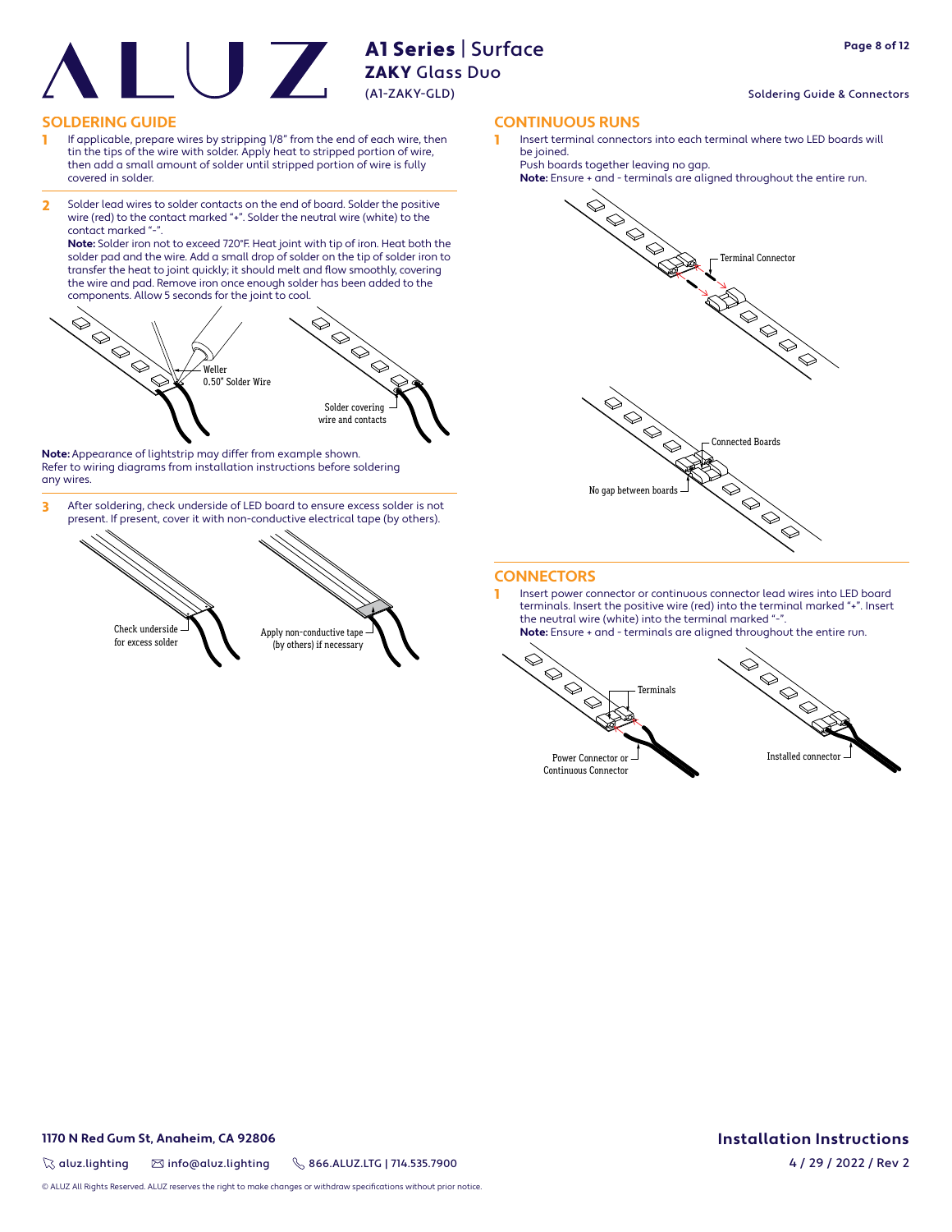## SOLDERING GUIDE

1. If applicable, prepare wires by stripping 1/8" from the end of each wire, then tin the tips of the wire with solder. Apply heat to stripped portion of wire, then add a small amount of solder until stripped portion of wire is fully covered in solder.

2. Solder lead wires to solder contacts on the end of board. Solder the positive wire (red) to the contact marked "+". Solder the neutral wire (white) to the contact marked "-".
   **Note:** Solder iron not to exceed 720°F. Heat joint with tip of iron. Heat both the solder pad and the wire. Add a small drop of solder on the tip of solder iron to transfer the heat to joint quickly; it should melt and flow smoothly, covering the wire and pad. Remove iron once enough solder has been added to the components. Allow 5 seconds for the joint to cool.

Weller 0.50" Solder Wire

Solder covering wire and contacts

**Note:** Appearance of lightstrip may differ from example shown. Refer to wiring diagrams from installation instructions before soldering any wires.

3. After soldering, check underside of LED board to ensure excess solder is not present. If present, cover it with non-conductive electrical tape (by others).

Check underside for excess solder

Apply non-conductive tape (by others) if necessary

## CONTINUOUS RUNS

1. Insert terminal connectors into each terminal where two LED boards will be joined.
   Push boards together leaving no gap.
   **Note:** Ensure + and - terminals are aligned throughout the entire run.

Terminal Connector

Connected Boards

No gap between boards

## CONNECTORS

1. Insert power connector or continuous connector lead wires into LED board terminals. Insert the positive wire (red) into the terminal marked "+". Insert the neutral wire (white) into the terminal marked "-".
   **Note:** Ensure + and - terminals are aligned throughout the entire run.

Terminals

Power Connector or Continuous Connector

Installed connector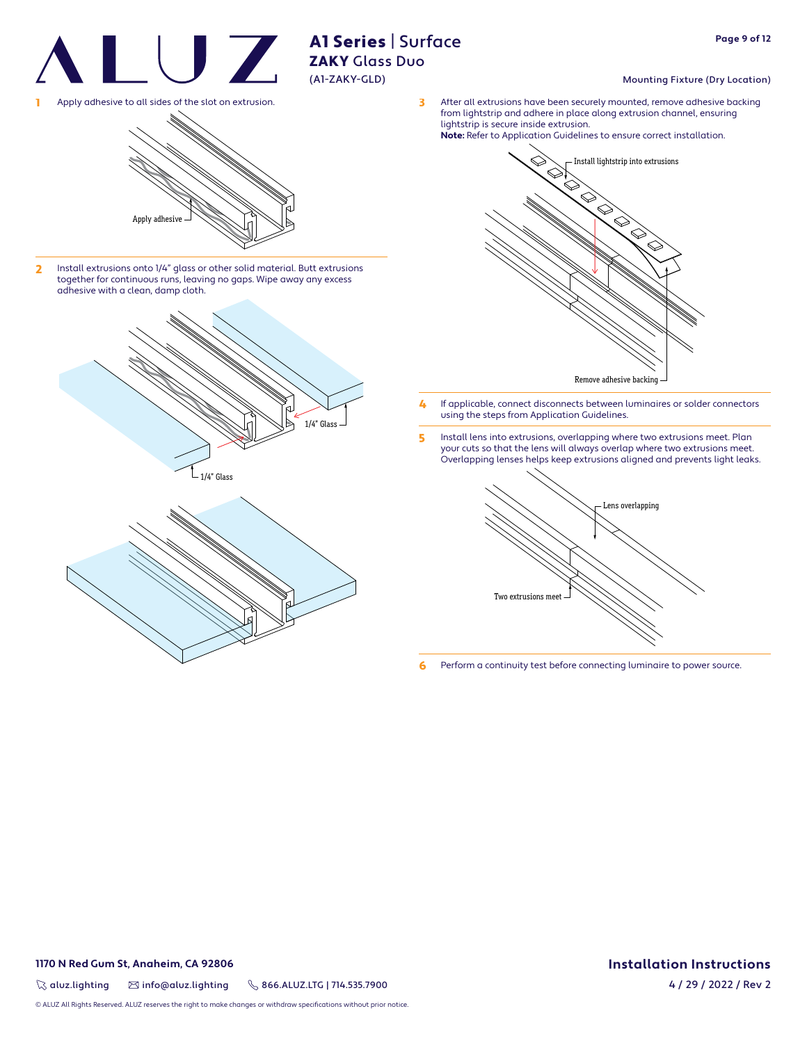# A1 Series | Surface

## ZAKY Glass Duo

(A1-ZAKY-GLD)

Mounting Fixture (Dry Location)

1. Apply adhesive to all sides of the slot on extrusion.

Apply adhesive

2. Install extrusions onto 1/4" glass or other solid material. Butt extrusions together for continuous runs, leaving no gaps. Wipe away any excess adhesive with a clean, damp cloth.

1/4" Glass

1/4" Glass

3. After all extrusions have been securely mounted, remove adhesive backing from lightstrip and adhere in place along extrusion channel, ensuring lightstrip is secure inside extrusion.
   **Note:** Refer to Application Guidelines to ensure correct installation.

Install lightstrip into extrusions

Remove adhesive backing

4. If applicable, connect disconnects between luminaires or solder connectors using the steps from Application Guidelines.

5. Install lens into extrusions, overlapping where two extrusions meet. Plan your cuts so that the lens will always overlap where two extrusions meet. Overlapping lenses helps keep extrusions aligned and prevents light leaks.

Lens overlapping

Two extrusions meet

6. Perform a continuity test before connecting luminaire to power source.

**1170 N Red Gum St, Anaheim, CA 92806**

aluz.lighting info@aluz.lighting 866.ALUZ.LTG | 714.535.7900

© ALUZ All Rights Reserved. ALUZ reserves the right to make changes or withdraw specifications without prior notice.

**Installation Instructions**

4 / 29 / 2022 / Rev 2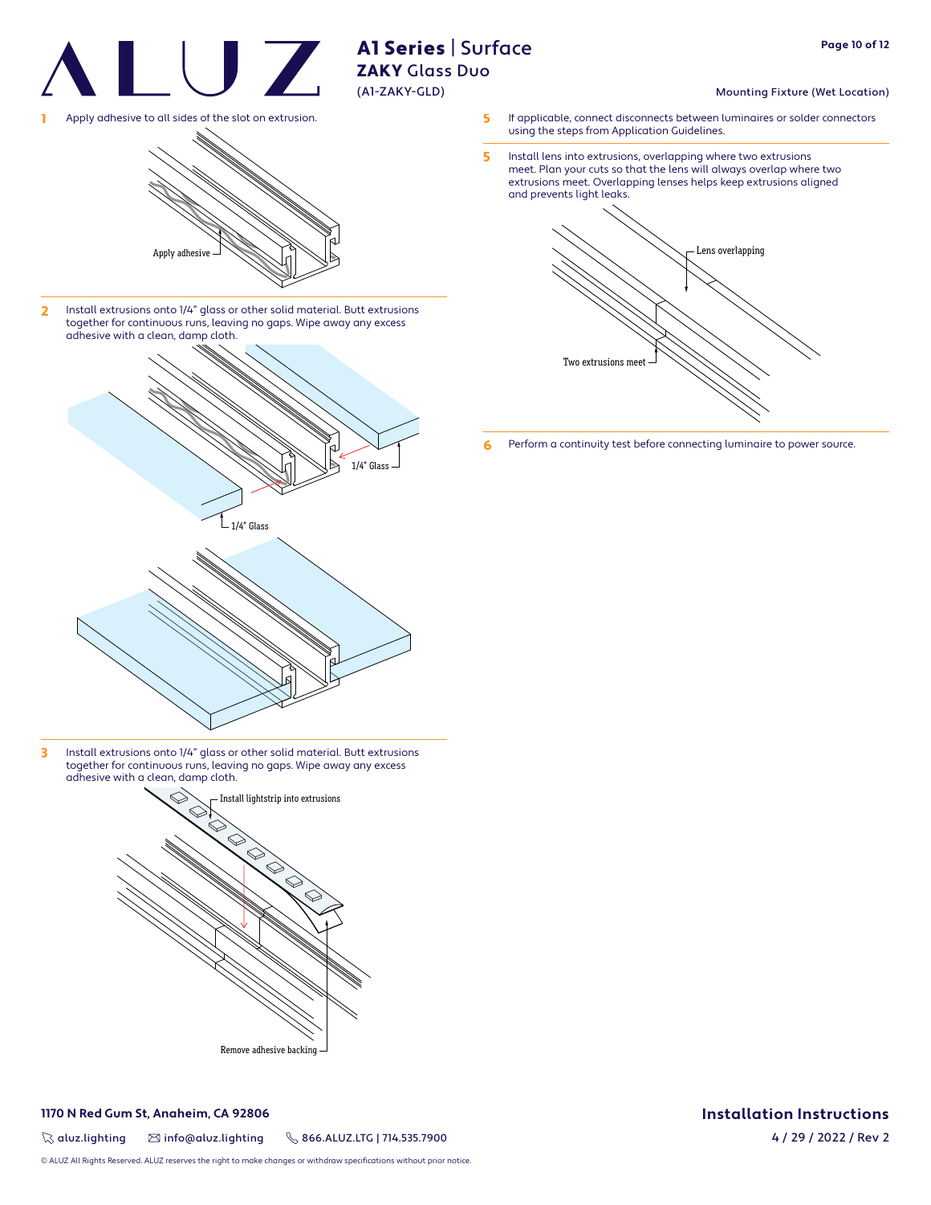# A1 Series | Surface

## ZAKY Glass Duo

(A1-ZAKY-GLD)

Mounting Fixture (Wet Location)

**1** Apply adhesive to all sides of the slot on extrusion.

Apply adhesive

**2** Install extrusions onto 1/4" glass or other solid material. Butt extrusions together for continuous runs, leaving no gaps. Wipe away any excess adhesive with a clean, damp cloth.

1/4" Glass

1/4" Glass

**3** Install extrusions onto 1/4" glass or other solid material. Butt extrusions together for continuous runs, leaving no gaps. Wipe away any excess adhesive with a clean, damp cloth.

Install lightstrip into extrusions

Remove adhesive backing

**5** If applicable, connect disconnects between luminaires or solder connectors using the steps from Application Guidelines.

**5** Install lens into extrusions, overlapping where two extrusions meet. Plan your cuts so that the lens will always overlap where two extrusions meet. Overlapping lenses helps keep extrusions aligned and prevents light leaks.

Lens overlapping

Two extrusions meet

**6** Perform a continuity test before connecting luminaire to power source.

**1170 N Red Gum St, Anaheim, CA 92806**

aluz.lighting | info@aluz.lighting | 866.ALUZ.LTG | 714.535.7900

**Installation Instructions**

4 / 29 / 2022 / Rev 2

© ALUZ All Rights Reserved. ALUZ reserves the right to make changes or withdraw specifications without prior notice.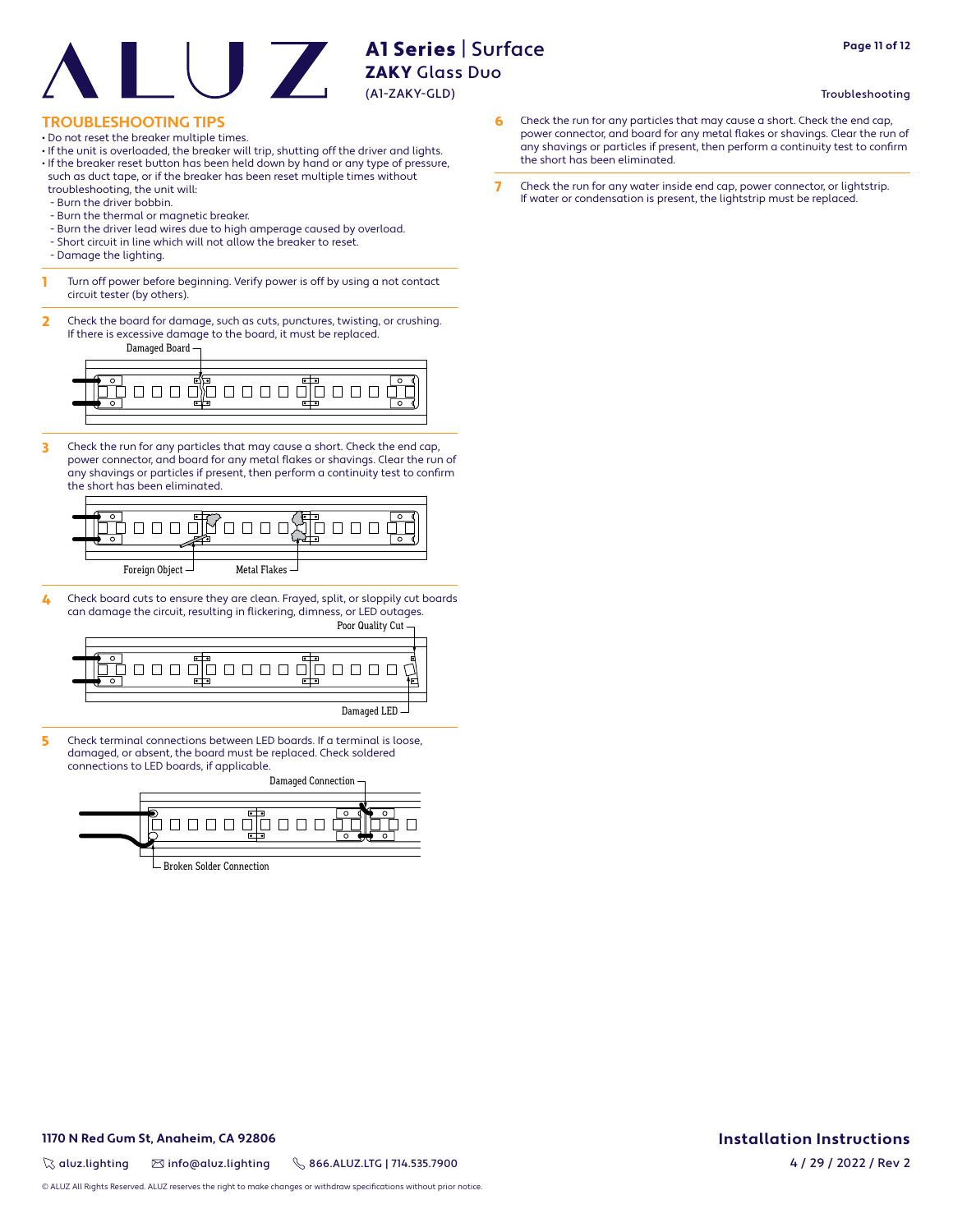## TROUBLESHOOTING TIPS

- Do not reset the breaker multiple times.
- If the unit is overloaded, the breaker will trip, shutting off the driver and lights.
- If the breaker reset button has been held down by hand or any type of pressure, such as duct tape, or if the breaker has been reset multiple times without troubleshooting, the unit will:
  - Burn the driver bobbin.
  - Burn the thermal or magnetic breaker.
  - Burn the driver lead wires due to high amperage caused by overload.
  - Short circuit in line which will not allow the breaker to reset.
  - Damage the lighting.

**1** Turn off power before beginning. Verify power is off by using a not contact circuit tester (by others).

**2** Check the board for damage, such as cuts, punctures, twisting, or crushing. If there is excessive damage to the board, it must be replaced.

Damaged Board

**3** Check the run for any particles that may cause a short. Check the end cap, power connector, and board for any metal flakes or shavings. Clear the run of any shavings or particles if present, then perform a continuity test to confirm the short has been eliminated.

Foreign Object — Metal Flakes

**4** Check board cuts to ensure they are clean. Frayed, split, or sloppily cut boards can damage the circuit, resulting in flickering, dimness, or LED outages.

Poor Quality Cut — Damaged LED

**5** Check terminal connections between LED boards. If a terminal is loose, damaged, or absent, the board must be replaced. Check soldered connections to LED boards, if applicable.

Damaged Connection — Broken Solder Connection

**6** Check the run for any particles that may cause a short. Check the end cap, power connector, and board for any metal flakes or shavings. Clear the run of any shavings or particles if present, then perform a continuity test to confirm the short has been eliminated.

**7** Check the run for any water inside end cap, power connector, or lightstrip. If water or condensation is present, the lightstrip must be replaced.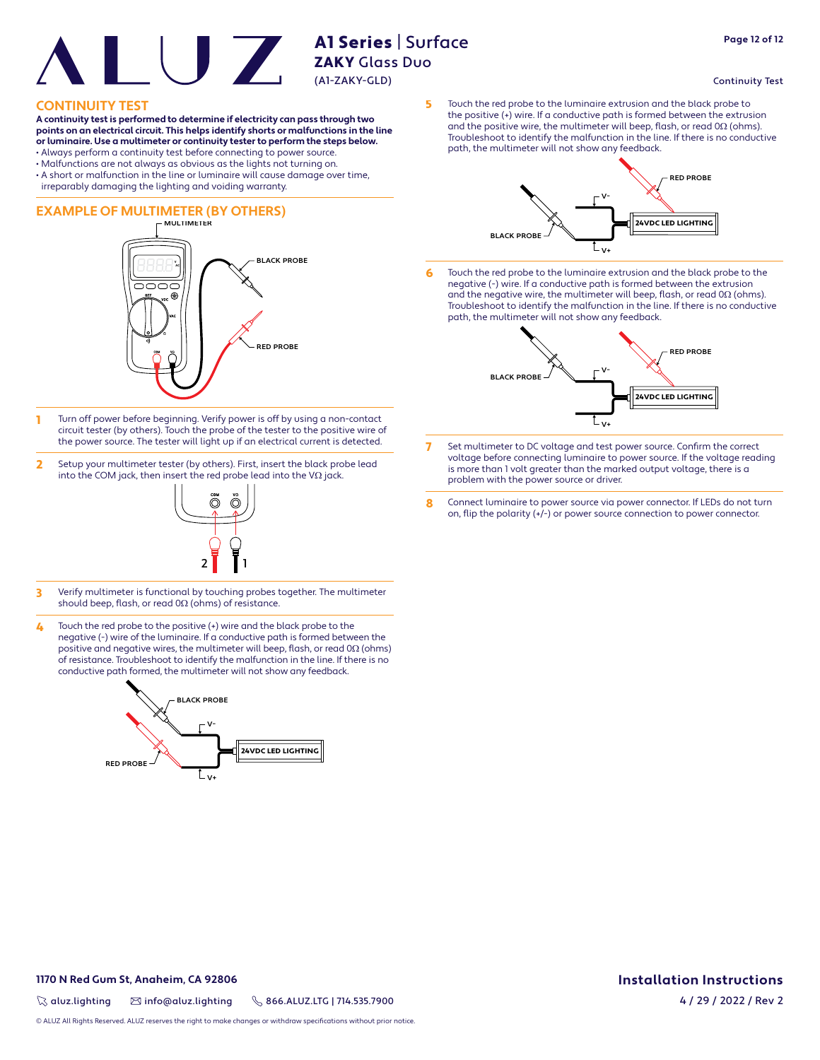## CONTINUITY TEST

**A continuity test is performed to determine if electricity can pass through two points on an electrical circuit. This helps identify shorts or malfunctions in the line or luminaire. Use a multimeter or continuity tester to perform the steps below.**

- Always perform a continuity test before connecting to power source.
- Malfunctions are not always as obvious as the lights not turning on.
- A short or malfunction in the line or luminaire will cause damage over time, irreparably damaging the lighting and voiding warranty.

## EXAMPLE OF MULTIMETER (BY OTHERS)

MULTIMETER

BLACK PROBE

RED PROBE

1. Turn off power before beginning. Verify power is off by using a non-contact circuit tester (by others). Touch the probe of the tester to the positive wire of the power source. The tester will light up if an electrical current is detected.

2. Setup your multimeter tester (by others). First, insert the black probe lead into the COM jack, then insert the red probe lead into the VΩ jack.

COM VΩ

2 1

3. Verify multimeter is functional by touching probes together. The multimeter should beep, flash, or read 0Ω (ohms) of resistance.

4. Touch the red probe to the positive (+) wire and the black probe to the negative (-) wire of the luminaire. If a conductive path is formed between the positive and negative wires, the multimeter will beep, flash, or read 0Ω (ohms) of resistance. Troubleshoot to identify the malfunction in the line. If there is no conductive path formed, the multimeter will not show any feedback.

BLACK PROBE

V-

24VDC LED LIGHTING

RED PROBE

V+

5. Touch the red probe to the luminaire extrusion and the black probe to the positive (+) wire. If a conductive path is formed between the extrusion and the positive wire, the multimeter will beep, flash, or read 0Ω (ohms). Troubleshoot to identify the malfunction in the line. If there is no conductive path, the multimeter will not show any feedback.

RED PROBE

V-

BLACK PROBE

24VDC LED LIGHTING

V+

6. Touch the red probe to the luminaire extrusion and the black probe to the negative (-) wire. If a conductive path is formed between the extrusion and the negative wire, the multimeter will beep, flash, or read 0Ω (ohms). Troubleshoot to identify the malfunction in the line. If there is no conductive path, the multimeter will not show any feedback.

RED PROBE

BLACK PROBE

V-

24VDC LED LIGHTING

V+

7. Set multimeter to DC voltage and test power source. Confirm the correct voltage before connecting luminaire to power source. If the voltage reading is more than 1 volt greater than the marked output voltage, there is a problem with the power source or driver.

8. Connect luminaire to power source via power connector. If LEDs do not turn on, flip the polarity (+/-) or power source connection to power connector.